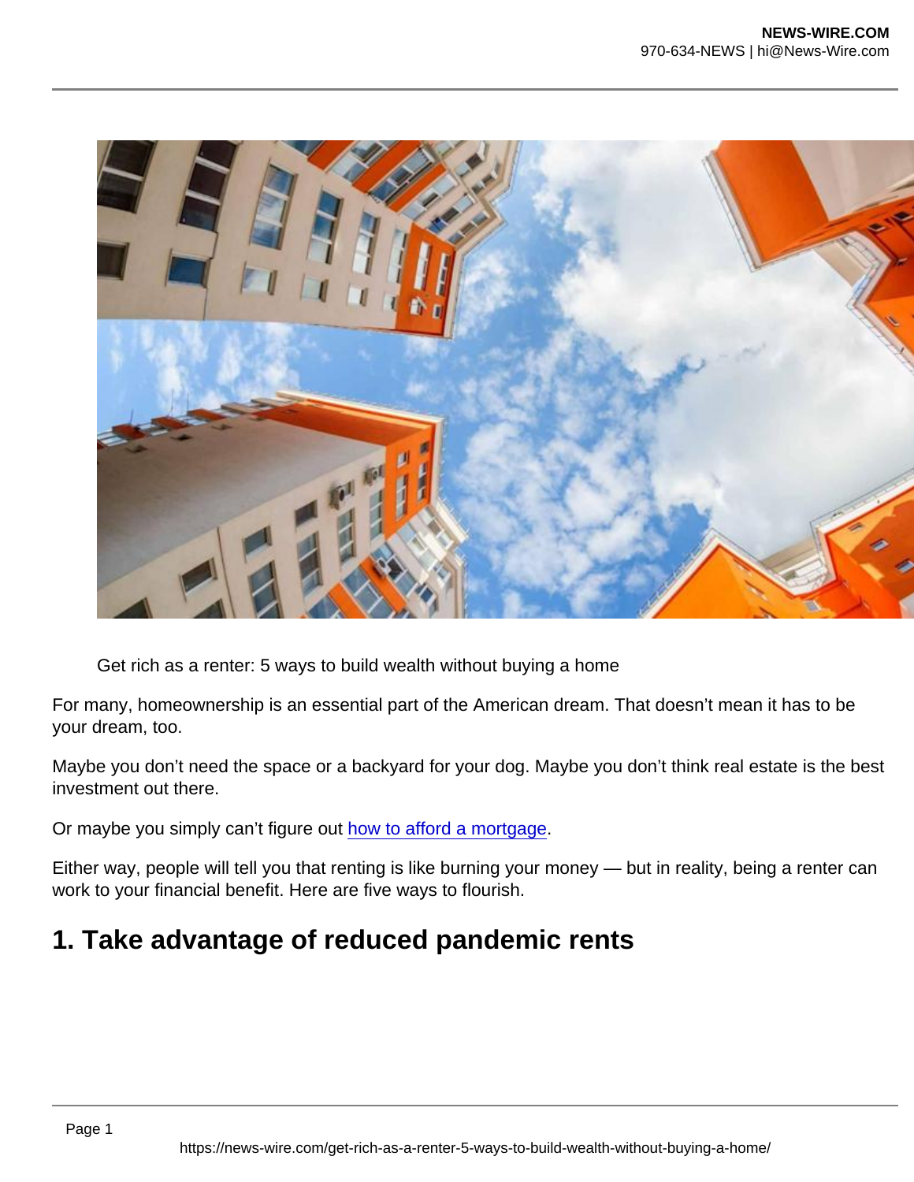Get rich as a renter: 5 ways to build wealth without buying a home

For many, homeownership is an essential part of the American dream. That doesn't mean it has to be your dream, too.

Maybe you don't need the space or a backyard for your dog. Maybe you don't think real estate is the best investment out there.

Or maybe you simply can't figure out [how to afford a mortgage](#).

Either way, people will tell you that renting is like burning your money — but in reality, being a renter can work to your financial benefit. Here are five ways to flourish.

## 1. Take advantage of reduced pandemic rents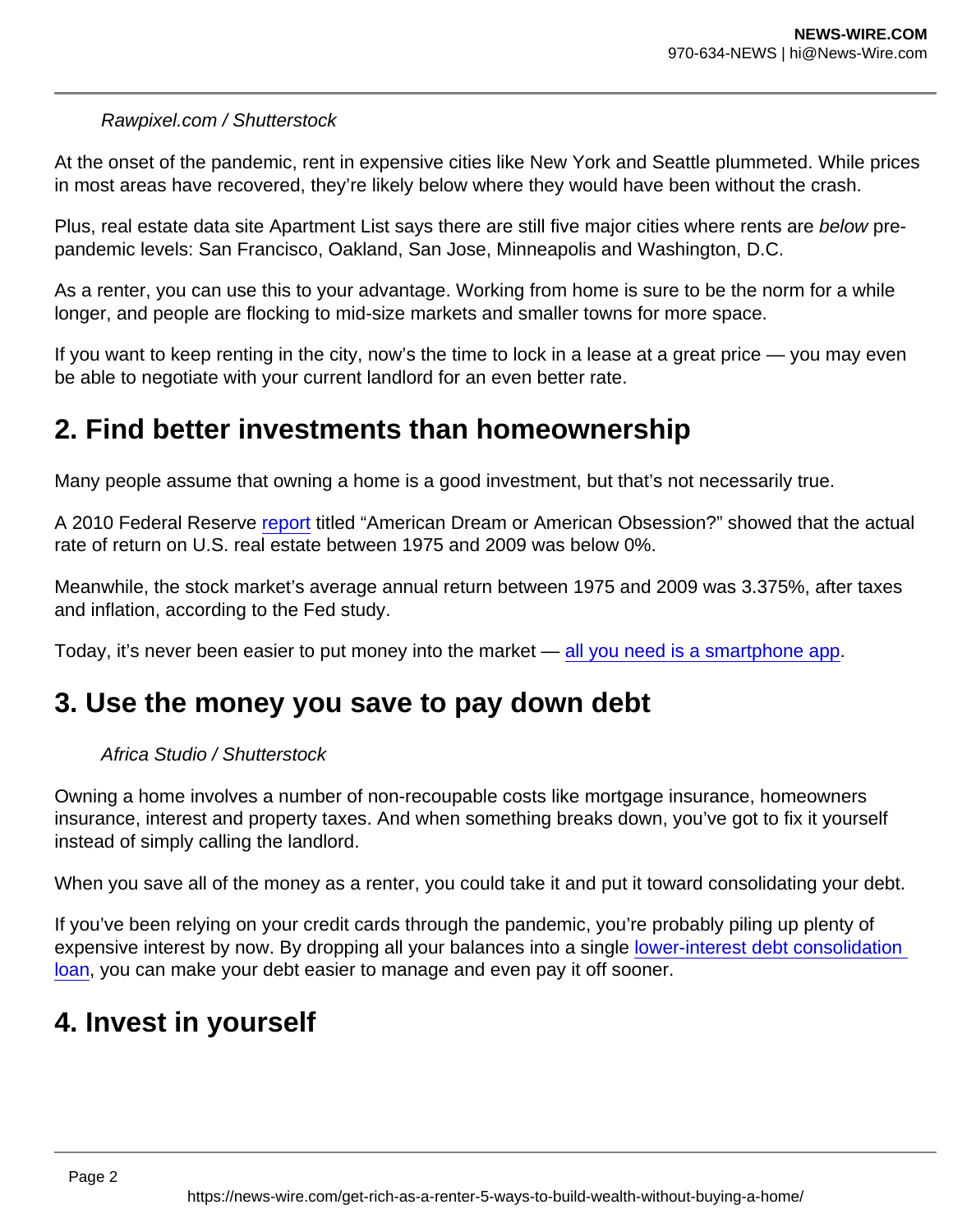Rawpixel.com / Shutterstock

At the onset of the pandemic, rent in expensive cities like New York and Seattle plummeted. While prices in most areas have recovered, they're likely below where they would have been without the crash.

Plus, real estate data site Apartment List says there are still five major cities where rents are *below* pre-pandemic levels: San Francisco, Oakland, San Jose, Minneapolis and Washington, D.C.

As a renter, you can use this to your advantage. Working from home is sure to be the norm for a while longer, and people are flocking to mid-size markets and smaller towns for more space.

If you want to keep renting in the city, now's the time to lock in a lease at a great price — you may even be able to negotiate with your current landlord for an even better rate.

## 2. Find better investments than homeownership

Many people assume that owning a home is a good investment, but that's not necessarily true.

A 2010 Federal Reserve report titled "American Dream or American Obsession?" showed that the actual rate of return on U.S. real estate between 1975 and 2009 was below 0%.

Meanwhile, the stock market's average annual return between 1975 and 2009 was 3.375%, after taxes and inflation, according to the Fed study.

Today, it's never been easier to put money into the market — all you need is a smartphone app.

## 3. Use the money you save to pay down debt

Africa Studio / Shutterstock

Owning a home involves a number of non-recoupable costs like mortgage insurance, homeowners insurance, interest and property taxes. And when something breaks down, you've got to fix it yourself instead of simply calling the landlord.

When you save all of the money as a renter, you could take it and put it toward consolidating your debt.

If you've been relying on your credit cards through the pandemic, you're probably piling up plenty of expensive interest by now. By dropping all your balances into a single lower-interest debt consolidation loan, you can make your debt easier to manage and even pay it off sooner.

## 4. Invest in yourself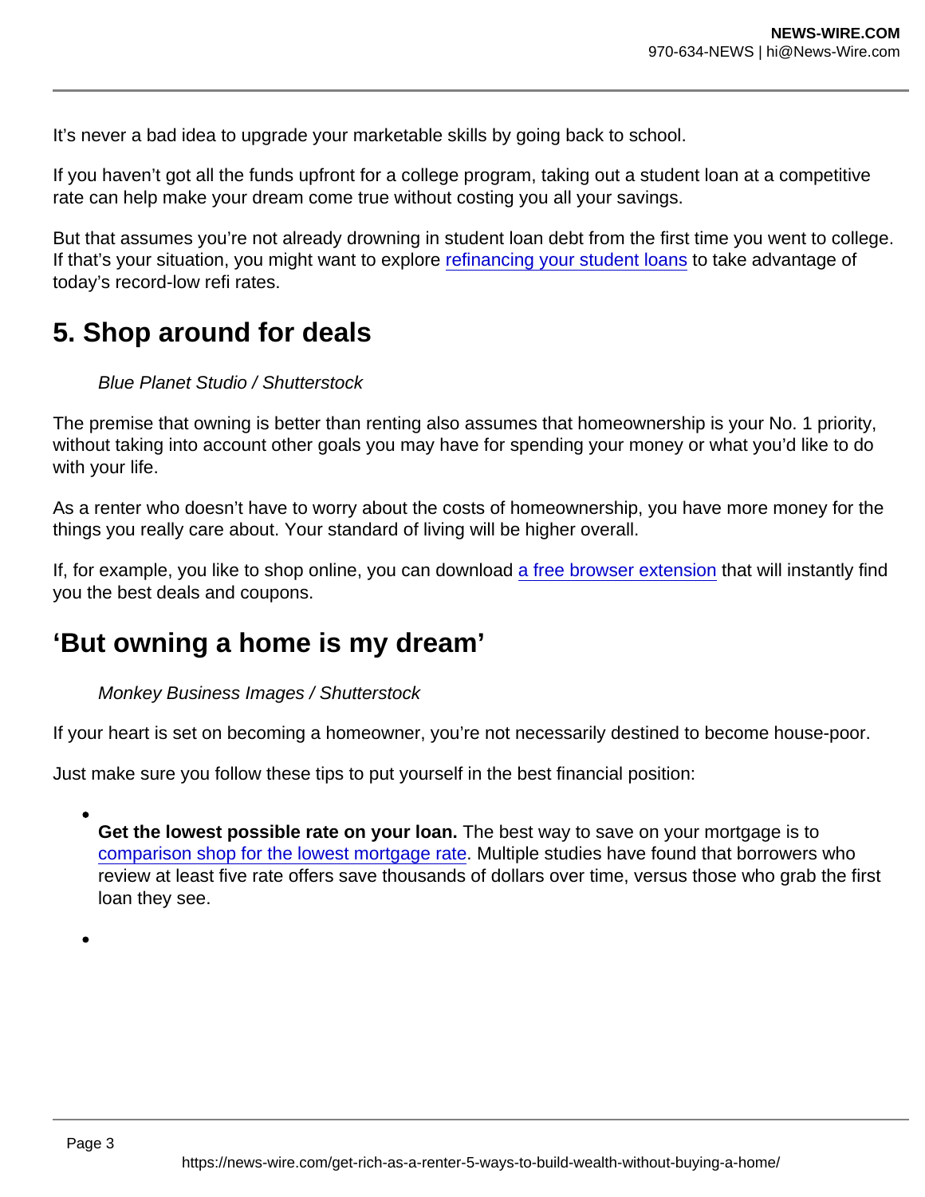It’s never a bad idea to upgrade your marketable skills by going back to school.

If you haven’t got all the funds upfront for a college program, taking out a student loan at a competitive rate can help make your dream come true without costing you all your savings.

But that assumes you’re not already drowning in student loan debt from the first time you went to college. If that’s your situation, you might want to explore refinancing your student loans to take advantage of today’s record-low refi rates.

## 5. Shop around for deals

*Blue Planet Studio / Shutterstock*

The premise that owning is better than renting also assumes that homeownership is your No. 1 priority, without taking into account other goals you may have for spending your money or what you’d like to do with your life.

As a renter who doesn’t have to worry about the costs of homeownership, you have more money for the things you really care about. Your standard of living will be higher overall.

If, for example, you like to shop online, you can download a free browser extension that will instantly find you the best deals and coupons.

## ‘But owning a home is my dream’

*Monkey Business Images / Shutterstock*

If your heart is set on becoming a homeowner, you’re not necessarily destined to become house-poor.

Just make sure you follow these tips to put yourself in the best financial position:

- **Get the lowest possible rate on your loan.** The best way to save on your mortgage is to comparison shop for the lowest mortgage rate. Multiple studies have found that borrowers who review at least five rate offers save thousands of dollars over time, versus those who grab the first loan they see.
-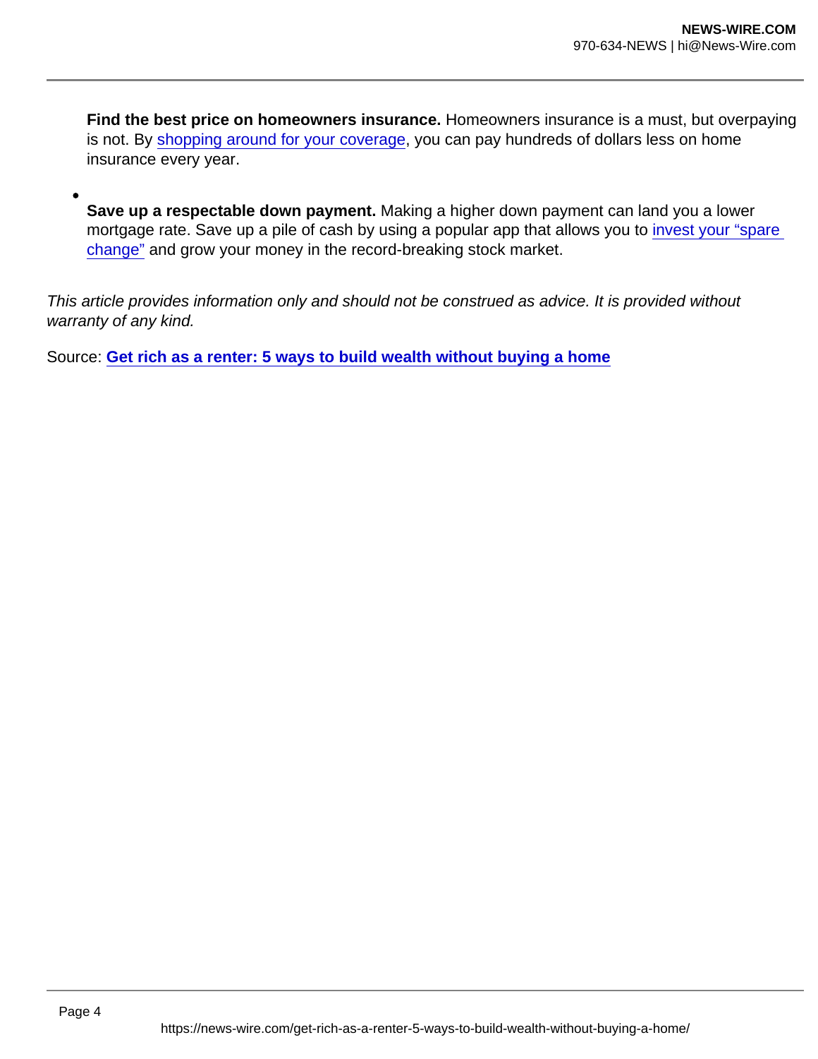- **Find the best price on homeowners insurance.** Homeowners insurance is a must, but overpaying is not. By [shopping around for your coverage](), you can pay hundreds of dollars less on home insurance every year.

- **Save up a respectable down payment.** Making a higher down payment can land you a lower mortgage rate. Save up a pile of cash by using a popular app that allows you to [invest your "spare change"]() and grow your money in the record-breaking stock market.

*This article provides information only and should not be construed as advice. It is provided without warranty of any kind.*

Source: **[Get rich as a renter: 5 ways to build wealth without buying a home]()**